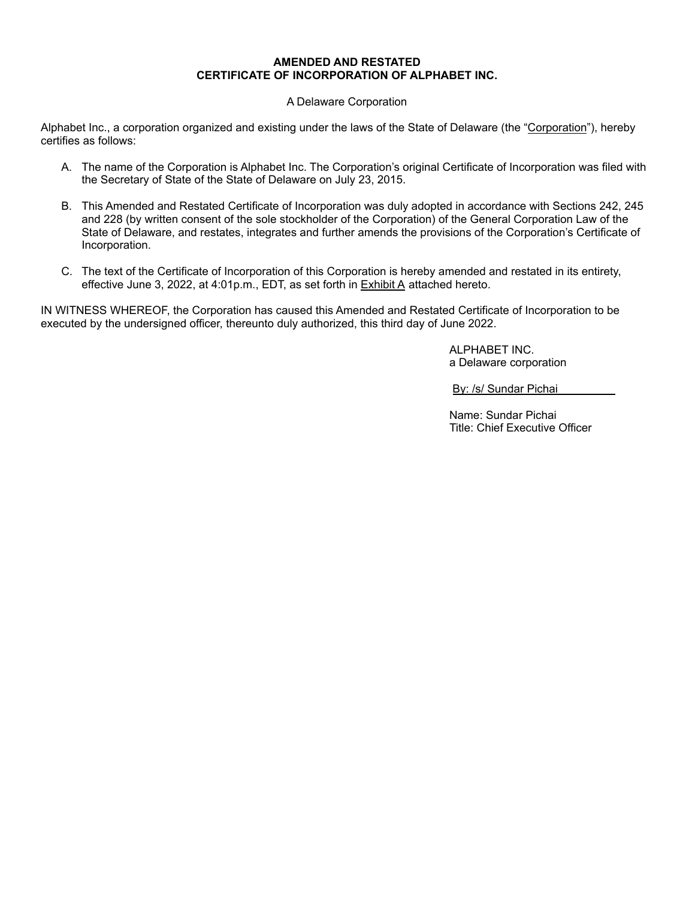# AMENDED AND RESTATED
# CERTIFICATE OF INCORPORATION OF ALPHABET INC.

A Delaware Corporation

Alphabet Inc., a corporation organized and existing under the laws of the State of Delaware (the "Corporation"), hereby certifies as follows:

A. The name of the Corporation is Alphabet Inc. The Corporation's original Certificate of Incorporation was filed with the Secretary of State of the State of Delaware on July 23, 2015.

B. This Amended and Restated Certificate of Incorporation was duly adopted in accordance with Sections 242, 245 and 228 (by written consent of the sole stockholder of the Corporation) of the General Corporation Law of the State of Delaware, and restates, integrates and further amends the provisions of the Corporation's Certificate of Incorporation.

C. The text of the Certificate of Incorporation of this Corporation is hereby amended and restated in its entirety, effective June 3, 2022, at 4:01p.m., EDT, as set forth in Exhibit A attached hereto.

IN WITNESS WHEREOF, the Corporation has caused this Amended and Restated Certificate of Incorporation to be executed by the undersigned officer, thereunto duly authorized, this third day of June 2022.

ALPHABET INC.
a Delaware corporation

By: /s/ Sundar Pichai

Name: Sundar Pichai
Title: Chief Executive Officer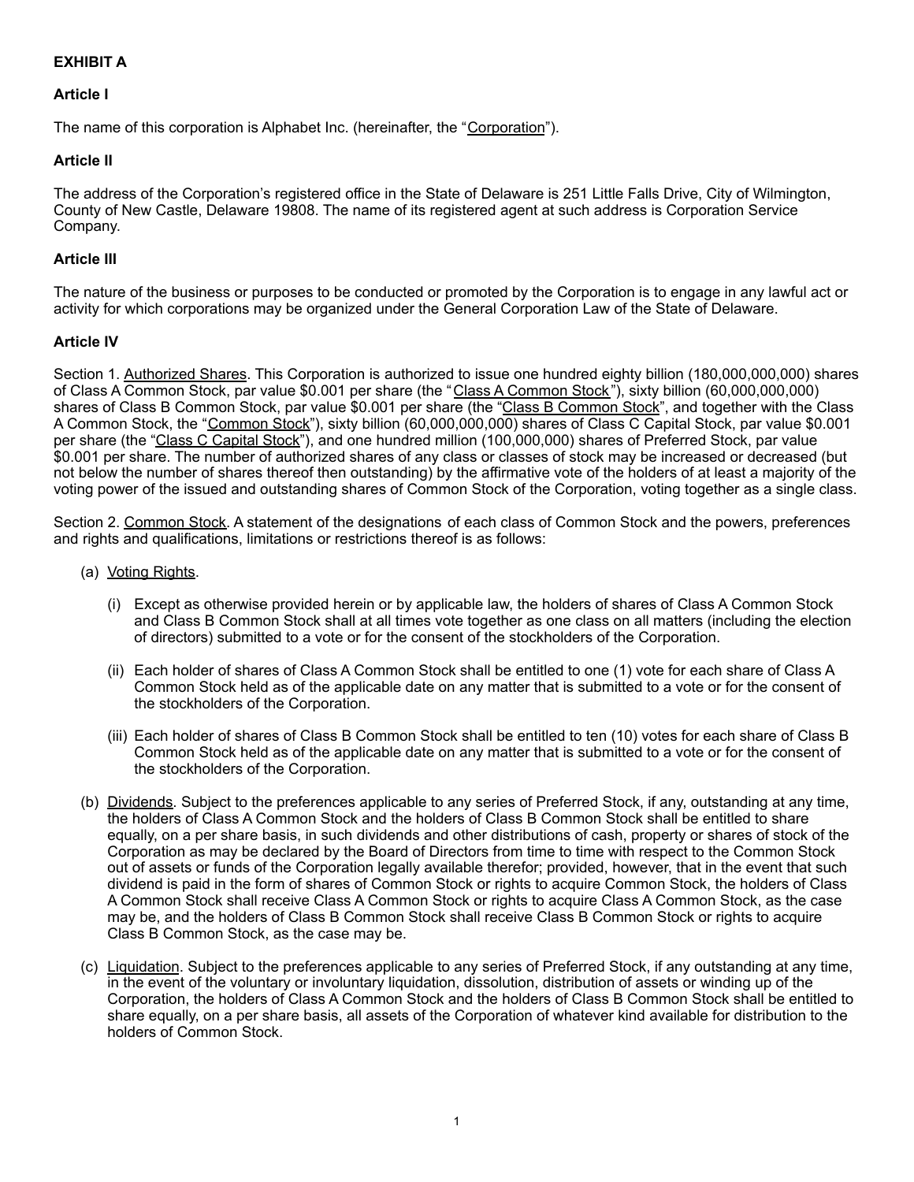**EXHIBIT A**

**Article I**

The name of this corporation is Alphabet Inc. (hereinafter, the "Corporation").

**Article II**

The address of the Corporation's registered office in the State of Delaware is 251 Little Falls Drive, City of Wilmington, County of New Castle, Delaware 19808. The name of its registered agent at such address is Corporation Service Company.

**Article III**

The nature of the business or purposes to be conducted or promoted by the Corporation is to engage in any lawful act or activity for which corporations may be organized under the General Corporation Law of the State of Delaware.

**Article IV**

Section 1. Authorized Shares. This Corporation is authorized to issue one hundred eighty billion (180,000,000,000) shares of Class A Common Stock, par value $0.001 per share (the "Class A Common Stock"), sixty billion (60,000,000,000) shares of Class B Common Stock, par value $0.001 per share (the "Class B Common Stock", and together with the Class A Common Stock, the "Common Stock"), sixty billion (60,000,000,000) shares of Class C Capital Stock, par value $0.001 per share (the "Class C Capital Stock"), and one hundred million (100,000,000) shares of Preferred Stock, par value $0.001 per share. The number of authorized shares of any class or classes of stock may be increased or decreased (but not below the number of shares thereof then outstanding) by the affirmative vote of the holders of at least a majority of the voting power of the issued and outstanding shares of Common Stock of the Corporation, voting together as a single class.

Section 2. Common Stock. A statement of the designations of each class of Common Stock and the powers, preferences and rights and qualifications, limitations or restrictions thereof is as follows:

(a) Voting Rights.

(i) Except as otherwise provided herein or by applicable law, the holders of shares of Class A Common Stock and Class B Common Stock shall at all times vote together as one class on all matters (including the election of directors) submitted to a vote or for the consent of the stockholders of the Corporation.

(ii) Each holder of shares of Class A Common Stock shall be entitled to one (1) vote for each share of Class A Common Stock held as of the applicable date on any matter that is submitted to a vote or for the consent of the stockholders of the Corporation.

(iii) Each holder of shares of Class B Common Stock shall be entitled to ten (10) votes for each share of Class B Common Stock held as of the applicable date on any matter that is submitted to a vote or for the consent of the stockholders of the Corporation.

(b) Dividends. Subject to the preferences applicable to any series of Preferred Stock, if any, outstanding at any time, the holders of Class A Common Stock and the holders of Class B Common Stock shall be entitled to share equally, on a per share basis, in such dividends and other distributions of cash, property or shares of stock of the Corporation as may be declared by the Board of Directors from time to time with respect to the Common Stock out of assets or funds of the Corporation legally available therefor; provided, however, that in the event that such dividend is paid in the form of shares of Common Stock or rights to acquire Common Stock, the holders of Class A Common Stock shall receive Class A Common Stock or rights to acquire Class A Common Stock, as the case may be, and the holders of Class B Common Stock shall receive Class B Common Stock or rights to acquire Class B Common Stock, as the case may be.

(c) Liquidation. Subject to the preferences applicable to any series of Preferred Stock, if any outstanding at any time, in the event of the voluntary or involuntary liquidation, dissolution, distribution of assets or winding up of the Corporation, the holders of Class A Common Stock and the holders of Class B Common Stock shall be entitled to share equally, on a per share basis, all assets of the Corporation of whatever kind available for distribution to the holders of Common Stock.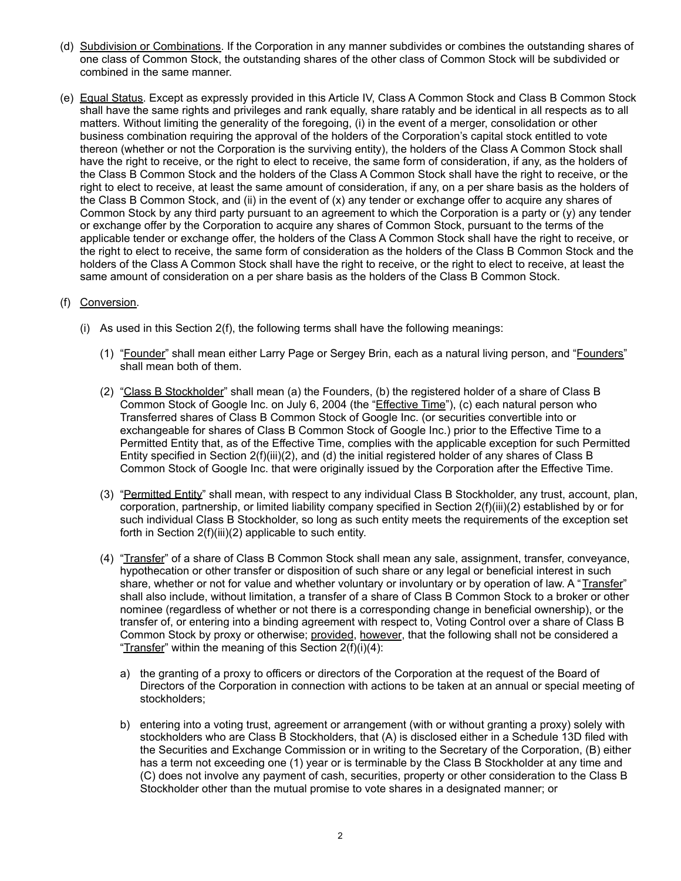(d) Subdivision or Combinations. If the Corporation in any manner subdivides or combines the outstanding shares of one class of Common Stock, the outstanding shares of the other class of Common Stock will be subdivided or combined in the same manner.

(e) Equal Status. Except as expressly provided in this Article IV, Class A Common Stock and Class B Common Stock shall have the same rights and privileges and rank equally, share ratably and be identical in all respects as to all matters. Without limiting the generality of the foregoing, (i) in the event of a merger, consolidation or other business combination requiring the approval of the holders of the Corporation's capital stock entitled to vote thereon (whether or not the Corporation is the surviving entity), the holders of the Class A Common Stock shall have the right to receive, or the right to elect to receive, the same form of consideration, if any, as the holders of the Class B Common Stock and the holders of the Class A Common Stock shall have the right to receive, or the right to elect to receive, at least the same amount of consideration, if any, on a per share basis as the holders of the Class B Common Stock, and (ii) in the event of (x) any tender or exchange offer to acquire any shares of Common Stock by any third party pursuant to an agreement to which the Corporation is a party or (y) any tender or exchange offer by the Corporation to acquire any shares of Common Stock, pursuant to the terms of the applicable tender or exchange offer, the holders of the Class A Common Stock shall have the right to receive, or the right to elect to receive, the same form of consideration as the holders of the Class B Common Stock and the holders of the Class A Common Stock shall have the right to receive, or the right to elect to receive, at least the same amount of consideration on a per share basis as the holders of the Class B Common Stock.

(f) Conversion.

(i) As used in this Section 2(f), the following terms shall have the following meanings:

(1) "Founder" shall mean either Larry Page or Sergey Brin, each as a natural living person, and "Founders" shall mean both of them.

(2) "Class B Stockholder" shall mean (a) the Founders, (b) the registered holder of a share of Class B Common Stock of Google Inc. on July 6, 2004 (the "Effective Time"), (c) each natural person who Transferred shares of Class B Common Stock of Google Inc. (or securities convertible into or exchangeable for shares of Class B Common Stock of Google Inc.) prior to the Effective Time to a Permitted Entity that, as of the Effective Time, complies with the applicable exception for such Permitted Entity specified in Section 2(f)(iii)(2), and (d) the initial registered holder of any shares of Class B Common Stock of Google Inc. that were originally issued by the Corporation after the Effective Time.

(3) "Permitted Entity" shall mean, with respect to any individual Class B Stockholder, any trust, account, plan, corporation, partnership, or limited liability company specified in Section 2(f)(iii)(2) established by or for such individual Class B Stockholder, so long as such entity meets the requirements of the exception set forth in Section 2(f)(iii)(2) applicable to such entity.

(4) "Transfer" of a share of Class B Common Stock shall mean any sale, assignment, transfer, conveyance, hypothecation or other transfer or disposition of such share or any legal or beneficial interest in such share, whether or not for value and whether voluntary or involuntary or by operation of law. A "Transfer" shall also include, without limitation, a transfer of a share of Class B Common Stock to a broker or other nominee (regardless of whether or not there is a corresponding change in beneficial ownership), or the transfer of, or entering into a binding agreement with respect to, Voting Control over a share of Class B Common Stock by proxy or otherwise; provided, however, that the following shall not be considered a "Transfer" within the meaning of this Section 2(f)(i)(4):

a) the granting of a proxy to officers or directors of the Corporation at the request of the Board of Directors of the Corporation in connection with actions to be taken at an annual or special meeting of stockholders;

b) entering into a voting trust, agreement or arrangement (with or without granting a proxy) solely with stockholders who are Class B Stockholders, that (A) is disclosed either in a Schedule 13D filed with the Securities and Exchange Commission or in writing to the Secretary of the Corporation, (B) either has a term not exceeding one (1) year or is terminable by the Class B Stockholder at any time and (C) does not involve any payment of cash, securities, property or other consideration to the Class B Stockholder other than the mutual promise to vote shares in a designated manner; or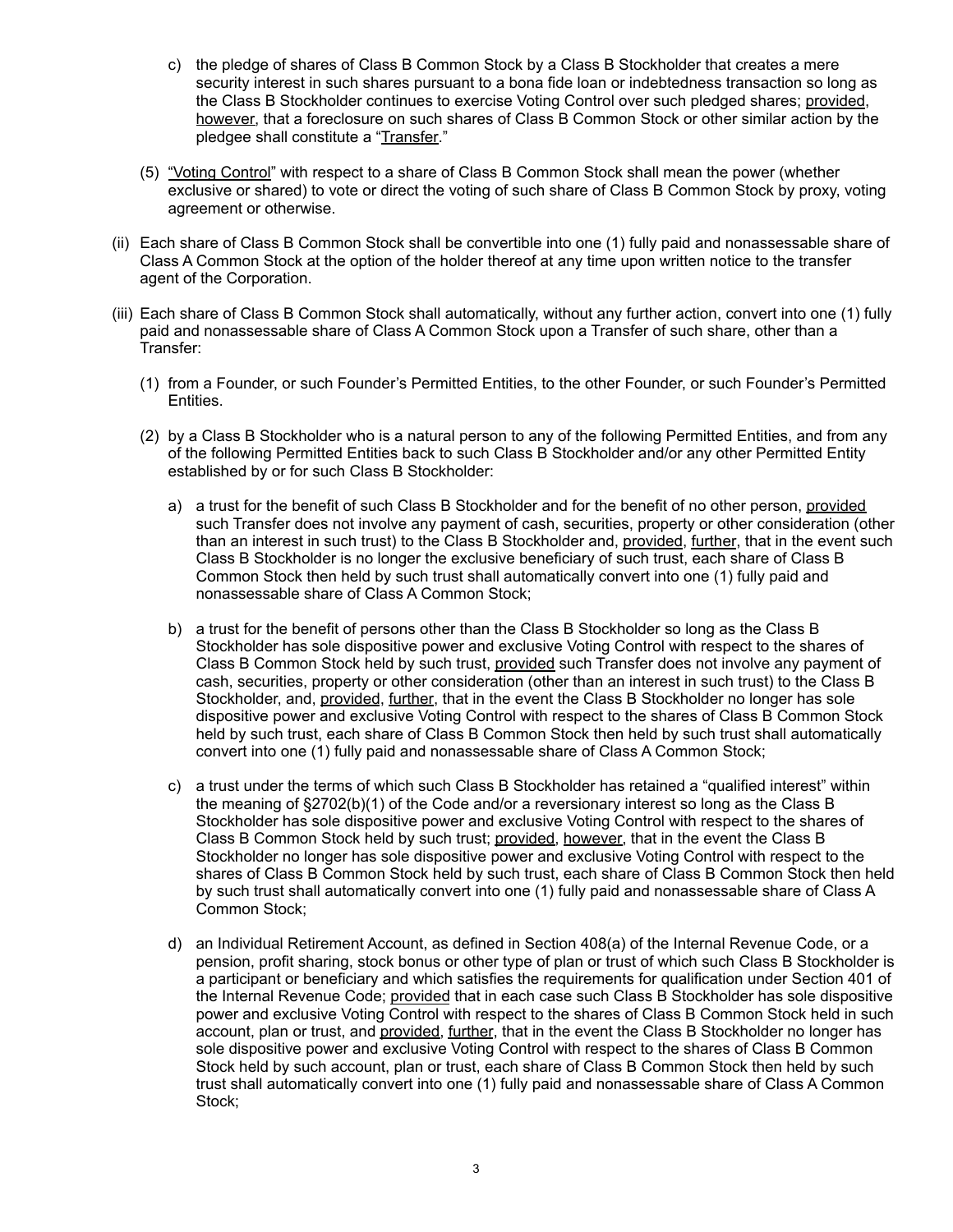c) the pledge of shares of Class B Common Stock by a Class B Stockholder that creates a mere security interest in such shares pursuant to a bona fide loan or indebtedness transaction so long as the Class B Stockholder continues to exercise Voting Control over such pledged shares; provided, however, that a foreclosure on such shares of Class B Common Stock or other similar action by the pledgee shall constitute a "Transfer."

(5) "Voting Control" with respect to a share of Class B Common Stock shall mean the power (whether exclusive or shared) to vote or direct the voting of such share of Class B Common Stock by proxy, voting agreement or otherwise.

(ii) Each share of Class B Common Stock shall be convertible into one (1) fully paid and nonassessable share of Class A Common Stock at the option of the holder thereof at any time upon written notice to the transfer agent of the Corporation.

(iii) Each share of Class B Common Stock shall automatically, without any further action, convert into one (1) fully paid and nonassessable share of Class A Common Stock upon a Transfer of such share, other than a Transfer:

(1) from a Founder, or such Founder's Permitted Entities, to the other Founder, or such Founder's Permitted Entities.

(2) by a Class B Stockholder who is a natural person to any of the following Permitted Entities, and from any of the following Permitted Entities back to such Class B Stockholder and/or any other Permitted Entity established by or for such Class B Stockholder:

a) a trust for the benefit of such Class B Stockholder and for the benefit of no other person, provided such Transfer does not involve any payment of cash, securities, property or other consideration (other than an interest in such trust) to the Class B Stockholder and, provided, further, that in the event such Class B Stockholder is no longer the exclusive beneficiary of such trust, each share of Class B Common Stock then held by such trust shall automatically convert into one (1) fully paid and nonassessable share of Class A Common Stock;

b) a trust for the benefit of persons other than the Class B Stockholder so long as the Class B Stockholder has sole dispositive power and exclusive Voting Control with respect to the shares of Class B Common Stock held by such trust, provided such Transfer does not involve any payment of cash, securities, property or other consideration (other than an interest in such trust) to the Class B Stockholder, and, provided, further, that in the event the Class B Stockholder no longer has sole dispositive power and exclusive Voting Control with respect to the shares of Class B Common Stock held by such trust, each share of Class B Common Stock then held by such trust shall automatically convert into one (1) fully paid and nonassessable share of Class A Common Stock;

c) a trust under the terms of which such Class B Stockholder has retained a "qualified interest" within the meaning of §2702(b)(1) of the Code and/or a reversionary interest so long as the Class B Stockholder has sole dispositive power and exclusive Voting Control with respect to the shares of Class B Common Stock held by such trust; provided, however, that in the event the Class B Stockholder no longer has sole dispositive power and exclusive Voting Control with respect to the shares of Class B Common Stock held by such trust, each share of Class B Common Stock then held by such trust shall automatically convert into one (1) fully paid and nonassessable share of Class A Common Stock;

d) an Individual Retirement Account, as defined in Section 408(a) of the Internal Revenue Code, or a pension, profit sharing, stock bonus or other type of plan or trust of which such Class B Stockholder is a participant or beneficiary and which satisfies the requirements for qualification under Section 401 of the Internal Revenue Code; provided that in each case such Class B Stockholder has sole dispositive power and exclusive Voting Control with respect to the shares of Class B Common Stock held in such account, plan or trust, and provided, further, that in the event the Class B Stockholder no longer has sole dispositive power and exclusive Voting Control with respect to the shares of Class B Common Stock held by such account, plan or trust, each share of Class B Common Stock then held by such trust shall automatically convert into one (1) fully paid and nonassessable share of Class A Common Stock;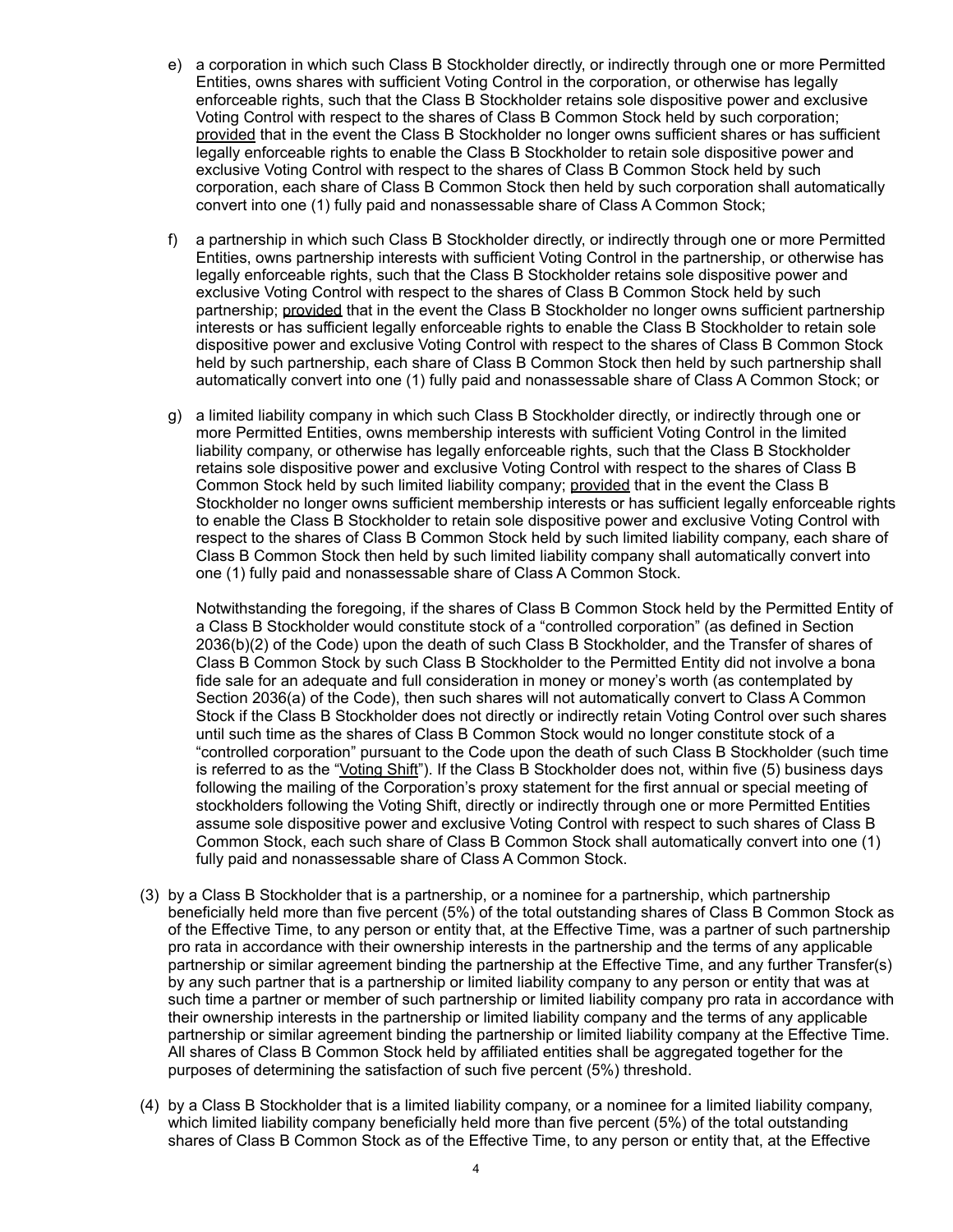e) a corporation in which such Class B Stockholder directly, or indirectly through one or more Permitted Entities, owns shares with sufficient Voting Control in the corporation, or otherwise has legally enforceable rights, such that the Class B Stockholder retains sole dispositive power and exclusive Voting Control with respect to the shares of Class B Common Stock held by such corporation; provided that in the event the Class B Stockholder no longer owns sufficient shares or has sufficient legally enforceable rights to enable the Class B Stockholder to retain sole dispositive power and exclusive Voting Control with respect to the shares of Class B Common Stock held by such corporation, each share of Class B Common Stock then held by such corporation shall automatically convert into one (1) fully paid and nonassessable share of Class A Common Stock;

f) a partnership in which such Class B Stockholder directly, or indirectly through one or more Permitted Entities, owns partnership interests with sufficient Voting Control in the partnership, or otherwise has legally enforceable rights, such that the Class B Stockholder retains sole dispositive power and exclusive Voting Control with respect to the shares of Class B Common Stock held by such partnership; provided that in the event the Class B Stockholder no longer owns sufficient partnership interests or has sufficient legally enforceable rights to enable the Class B Stockholder to retain sole dispositive power and exclusive Voting Control with respect to the shares of Class B Common Stock held by such partnership, each share of Class B Common Stock then held by such partnership shall automatically convert into one (1) fully paid and nonassessable share of Class A Common Stock; or

g) a limited liability company in which such Class B Stockholder directly, or indirectly through one or more Permitted Entities, owns membership interests with sufficient Voting Control in the limited liability company, or otherwise has legally enforceable rights, such that the Class B Stockholder retains sole dispositive power and exclusive Voting Control with respect to the shares of Class B Common Stock held by such limited liability company; provided that in the event the Class B Stockholder no longer owns sufficient membership interests or has sufficient legally enforceable rights to enable the Class B Stockholder to retain sole dispositive power and exclusive Voting Control with respect to the shares of Class B Common Stock held by such limited liability company, each share of Class B Common Stock then held by such limited liability company shall automatically convert into one (1) fully paid and nonassessable share of Class A Common Stock.

Notwithstanding the foregoing, if the shares of Class B Common Stock held by the Permitted Entity of a Class B Stockholder would constitute stock of a "controlled corporation" (as defined in Section 2036(b)(2) of the Code) upon the death of such Class B Stockholder, and the Transfer of shares of Class B Common Stock by such Class B Stockholder to the Permitted Entity did not involve a bona fide sale for an adequate and full consideration in money or money's worth (as contemplated by Section 2036(a) of the Code), then such shares will not automatically convert to Class A Common Stock if the Class B Stockholder does not directly or indirectly retain Voting Control over such shares until such time as the shares of Class B Common Stock would no longer constitute stock of a "controlled corporation" pursuant to the Code upon the death of such Class B Stockholder (such time is referred to as the "Voting Shift"). If the Class B Stockholder does not, within five (5) business days following the mailing of the Corporation's proxy statement for the first annual or special meeting of stockholders following the Voting Shift, directly or indirectly through one or more Permitted Entities assume sole dispositive power and exclusive Voting Control with respect to such shares of Class B Common Stock, each such share of Class B Common Stock shall automatically convert into one (1) fully paid and nonassessable share of Class A Common Stock.

(3) by a Class B Stockholder that is a partnership, or a nominee for a partnership, which partnership beneficially held more than five percent (5%) of the total outstanding shares of Class B Common Stock as of the Effective Time, to any person or entity that, at the Effective Time, was a partner of such partnership pro rata in accordance with their ownership interests in the partnership and the terms of any applicable partnership or similar agreement binding the partnership at the Effective Time, and any further Transfer(s) by any such partner that is a partnership or limited liability company to any person or entity that was at such time a partner or member of such partnership or limited liability company pro rata in accordance with their ownership interests in the partnership or limited liability company and the terms of any applicable partnership or similar agreement binding the partnership or limited liability company at the Effective Time. All shares of Class B Common Stock held by affiliated entities shall be aggregated together for the purposes of determining the satisfaction of such five percent (5%) threshold.

(4) by a Class B Stockholder that is a limited liability company, or a nominee for a limited liability company, which limited liability company beneficially held more than five percent (5%) of the total outstanding shares of Class B Common Stock as of the Effective Time, to any person or entity that, at the Effective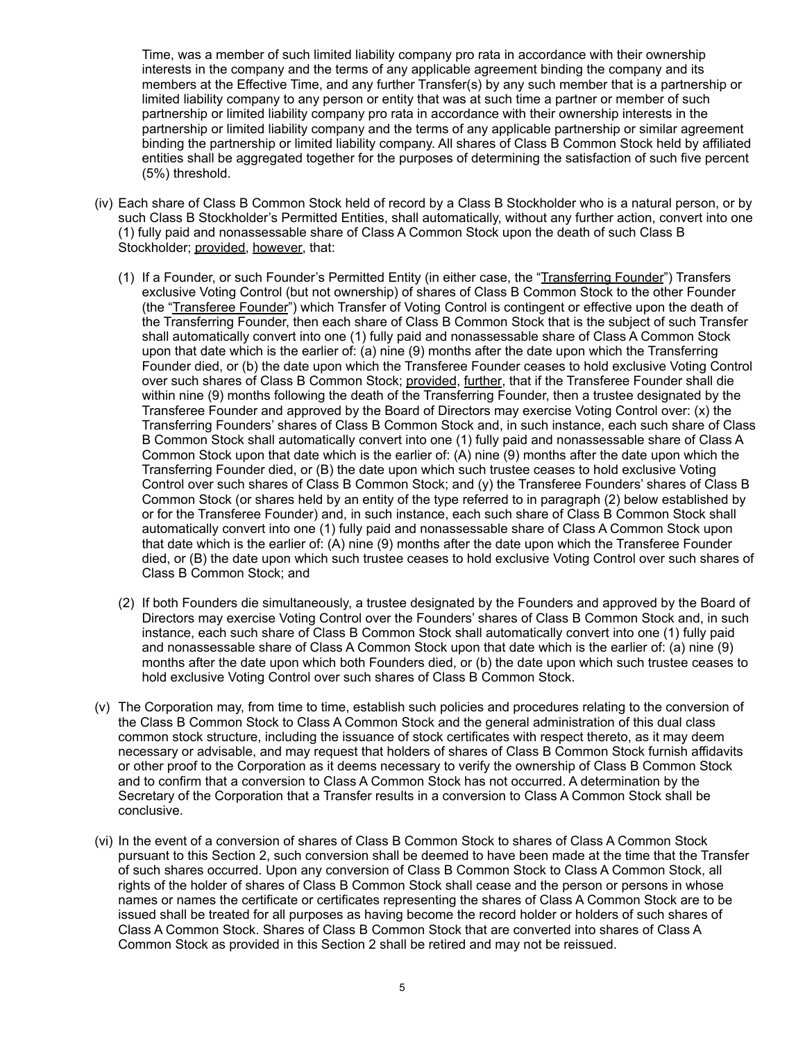Time, was a member of such limited liability company pro rata in accordance with their ownership interests in the company and the terms of any applicable agreement binding the company and its members at the Effective Time, and any further Transfer(s) by any such member that is a partnership or limited liability company to any person or entity that was at such time a partner or member of such partnership or limited liability company pro rata in accordance with their ownership interests in the partnership or limited liability company and the terms of any applicable partnership or similar agreement binding the partnership or limited liability company. All shares of Class B Common Stock held by affiliated entities shall be aggregated together for the purposes of determining the satisfaction of such five percent (5%) threshold.

(iv) Each share of Class B Common Stock held of record by a Class B Stockholder who is a natural person, or by such Class B Stockholder's Permitted Entities, shall automatically, without any further action, convert into one (1) fully paid and nonassessable share of Class A Common Stock upon the death of such Class B Stockholder; provided, however, that:

(1) If a Founder, or such Founder's Permitted Entity (in either case, the "Transferring Founder") Transfers exclusive Voting Control (but not ownership) of shares of Class B Common Stock to the other Founder (the "Transferee Founder") which Transfer of Voting Control is contingent or effective upon the death of the Transferring Founder, then each share of Class B Common Stock that is the subject of such Transfer shall automatically convert into one (1) fully paid and nonassessable share of Class A Common Stock upon that date which is the earlier of: (a) nine (9) months after the date upon which the Transferring Founder died, or (b) the date upon which the Transferee Founder ceases to hold exclusive Voting Control over such shares of Class B Common Stock; provided, further, that if the Transferee Founder shall die within nine (9) months following the death of the Transferring Founder, then a trustee designated by the Transferee Founder and approved by the Board of Directors may exercise Voting Control over: (x) the Transferring Founders' shares of Class B Common Stock and, in such instance, each such share of Class B Common Stock shall automatically convert into one (1) fully paid and nonassessable share of Class A Common Stock upon that date which is the earlier of: (A) nine (9) months after the date upon which the Transferring Founder died, or (B) the date upon which such trustee ceases to hold exclusive Voting Control over such shares of Class B Common Stock; and (y) the Transferee Founders' shares of Class B Common Stock (or shares held by an entity of the type referred to in paragraph (2) below established by or for the Transferee Founder) and, in such instance, each such share of Class B Common Stock shall automatically convert into one (1) fully paid and nonassessable share of Class A Common Stock upon that date which is the earlier of: (A) nine (9) months after the date upon which the Transferee Founder died, or (B) the date upon which such trustee ceases to hold exclusive Voting Control over such shares of Class B Common Stock; and

(2) If both Founders die simultaneously, a trustee designated by the Founders and approved by the Board of Directors may exercise Voting Control over the Founders' shares of Class B Common Stock and, in such instance, each such share of Class B Common Stock shall automatically convert into one (1) fully paid and nonassessable share of Class A Common Stock upon that date which is the earlier of: (a) nine (9) months after the date upon which both Founders died, or (b) the date upon which such trustee ceases to hold exclusive Voting Control over such shares of Class B Common Stock.

(v) The Corporation may, from time to time, establish such policies and procedures relating to the conversion of the Class B Common Stock to Class A Common Stock and the general administration of this dual class common stock structure, including the issuance of stock certificates with respect thereto, as it may deem necessary or advisable, and may request that holders of shares of Class B Common Stock furnish affidavits or other proof to the Corporation as it deems necessary to verify the ownership of Class B Common Stock and to confirm that a conversion to Class A Common Stock has not occurred. A determination by the Secretary of the Corporation that a Transfer results in a conversion to Class A Common Stock shall be conclusive.

(vi) In the event of a conversion of shares of Class B Common Stock to shares of Class A Common Stock pursuant to this Section 2, such conversion shall be deemed to have been made at the time that the Transfer of such shares occurred. Upon any conversion of Class B Common Stock to Class A Common Stock, all rights of the holder of shares of Class B Common Stock shall cease and the person or persons in whose names or names the certificate or certificates representing the shares of Class A Common Stock are to be issued shall be treated for all purposes as having become the record holder or holders of such shares of Class A Common Stock. Shares of Class B Common Stock that are converted into shares of Class A Common Stock as provided in this Section 2 shall be retired and may not be reissued.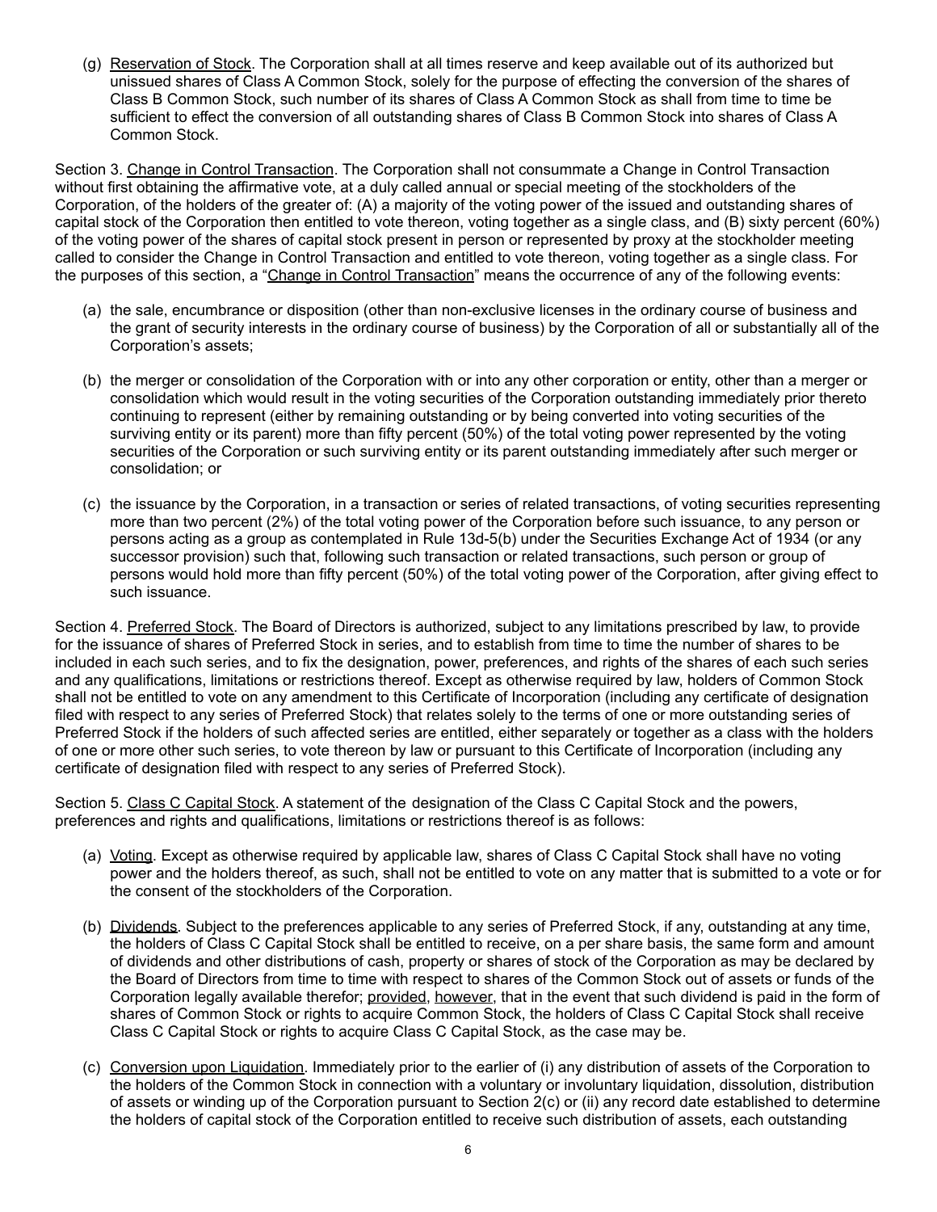(g) Reservation of Stock. The Corporation shall at all times reserve and keep available out of its authorized but unissued shares of Class A Common Stock, solely for the purpose of effecting the conversion of the shares of Class B Common Stock, such number of its shares of Class A Common Stock as shall from time to time be sufficient to effect the conversion of all outstanding shares of Class B Common Stock into shares of Class A Common Stock.

Section 3. Change in Control Transaction. The Corporation shall not consummate a Change in Control Transaction without first obtaining the affirmative vote, at a duly called annual or special meeting of the stockholders of the Corporation, of the holders of the greater of: (A) a majority of the voting power of the issued and outstanding shares of capital stock of the Corporation then entitled to vote thereon, voting together as a single class, and (B) sixty percent (60%) of the voting power of the shares of capital stock present in person or represented by proxy at the stockholder meeting called to consider the Change in Control Transaction and entitled to vote thereon, voting together as a single class. For the purposes of this section, a "Change in Control Transaction" means the occurrence of any of the following events:

(a) the sale, encumbrance or disposition (other than non-exclusive licenses in the ordinary course of business and the grant of security interests in the ordinary course of business) by the Corporation of all or substantially all of the Corporation's assets;

(b) the merger or consolidation of the Corporation with or into any other corporation or entity, other than a merger or consolidation which would result in the voting securities of the Corporation outstanding immediately prior thereto continuing to represent (either by remaining outstanding or by being converted into voting securities of the surviving entity or its parent) more than fifty percent (50%) of the total voting power represented by the voting securities of the Corporation or such surviving entity or its parent outstanding immediately after such merger or consolidation; or

(c) the issuance by the Corporation, in a transaction or series of related transactions, of voting securities representing more than two percent (2%) of the total voting power of the Corporation before such issuance, to any person or persons acting as a group as contemplated in Rule 13d-5(b) under the Securities Exchange Act of 1934 (or any successor provision) such that, following such transaction or related transactions, such person or group of persons would hold more than fifty percent (50%) of the total voting power of the Corporation, after giving effect to such issuance.

Section 4. Preferred Stock. The Board of Directors is authorized, subject to any limitations prescribed by law, to provide for the issuance of shares of Preferred Stock in series, and to establish from time to time the number of shares to be included in each such series, and to fix the designation, power, preferences, and rights of the shares of each such series and any qualifications, limitations or restrictions thereof. Except as otherwise required by law, holders of Common Stock shall not be entitled to vote on any amendment to this Certificate of Incorporation (including any certificate of designation filed with respect to any series of Preferred Stock) that relates solely to the terms of one or more outstanding series of Preferred Stock if the holders of such affected series are entitled, either separately or together as a class with the holders of one or more other such series, to vote thereon by law or pursuant to this Certificate of Incorporation (including any certificate of designation filed with respect to any series of Preferred Stock).

Section 5. Class C Capital Stock. A statement of the designation of the Class C Capital Stock and the powers, preferences and rights and qualifications, limitations or restrictions thereof is as follows:

(a) Voting. Except as otherwise required by applicable law, shares of Class C Capital Stock shall have no voting power and the holders thereof, as such, shall not be entitled to vote on any matter that is submitted to a vote or for the consent of the stockholders of the Corporation.

(b) Dividends. Subject to the preferences applicable to any series of Preferred Stock, if any, outstanding at any time, the holders of Class C Capital Stock shall be entitled to receive, on a per share basis, the same form and amount of dividends and other distributions of cash, property or shares of stock of the Corporation as may be declared by the Board of Directors from time to time with respect to shares of the Common Stock out of assets or funds of the Corporation legally available therefor; provided, however, that in the event that such dividend is paid in the form of shares of Common Stock or rights to acquire Common Stock, the holders of Class C Capital Stock shall receive Class C Capital Stock or rights to acquire Class C Capital Stock, as the case may be.

(c) Conversion upon Liquidation. Immediately prior to the earlier of (i) any distribution of assets of the Corporation to the holders of the Common Stock in connection with a voluntary or involuntary liquidation, dissolution, distribution of assets or winding up of the Corporation pursuant to Section 2(c) or (ii) any record date established to determine the holders of capital stock of the Corporation entitled to receive such distribution of assets, each outstanding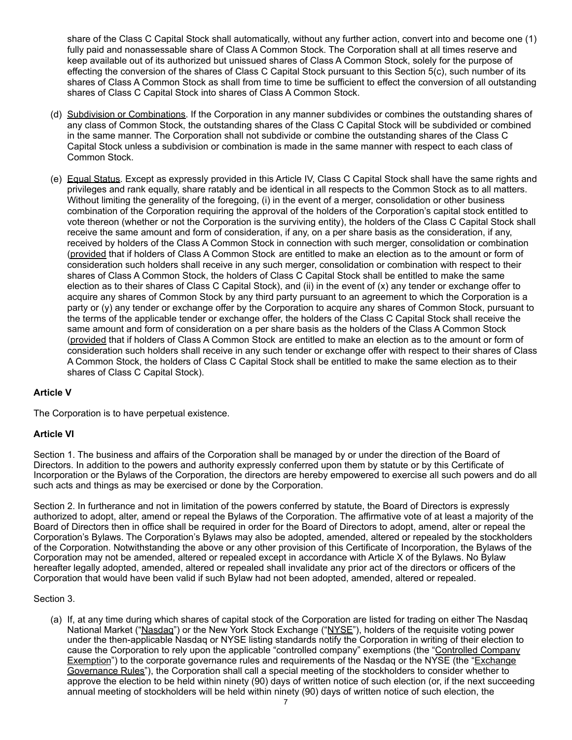share of the Class C Capital Stock shall automatically, without any further action, convert into and become one (1) fully paid and nonassessable share of Class A Common Stock. The Corporation shall at all times reserve and keep available out of its authorized but unissued shares of Class A Common Stock, solely for the purpose of effecting the conversion of the shares of Class C Capital Stock pursuant to this Section 5(c), such number of its shares of Class A Common Stock as shall from time to time be sufficient to effect the conversion of all outstanding shares of Class C Capital Stock into shares of Class A Common Stock.

(d) Subdivision or Combinations. If the Corporation in any manner subdivides or combines the outstanding shares of any class of Common Stock, the outstanding shares of the Class C Capital Stock will be subdivided or combined in the same manner. The Corporation shall not subdivide or combine the outstanding shares of the Class C Capital Stock unless a subdivision or combination is made in the same manner with respect to each class of Common Stock.

(e) Equal Status. Except as expressly provided in this Article IV, Class C Capital Stock shall have the same rights and privileges and rank equally, share ratably and be identical in all respects to the Common Stock as to all matters. Without limiting the generality of the foregoing, (i) in the event of a merger, consolidation or other business combination of the Corporation requiring the approval of the holders of the Corporation's capital stock entitled to vote thereon (whether or not the Corporation is the surviving entity), the holders of the Class C Capital Stock shall receive the same amount and form of consideration, if any, on a per share basis as the consideration, if any, received by holders of the Class A Common Stock in connection with such merger, consolidation or combination (provided that if holders of Class A Common Stock are entitled to make an election as to the amount or form of consideration such holders shall receive in any such merger, consolidation or combination with respect to their shares of Class A Common Stock, the holders of Class C Capital Stock shall be entitled to make the same election as to their shares of Class C Capital Stock), and (ii) in the event of (x) any tender or exchange offer to acquire any shares of Common Stock by any third party pursuant to an agreement to which the Corporation is a party or (y) any tender or exchange offer by the Corporation to acquire any shares of Common Stock, pursuant to the terms of the applicable tender or exchange offer, the holders of the Class C Capital Stock shall receive the same amount and form of consideration on a per share basis as the holders of the Class A Common Stock (provided that if holders of Class A Common Stock are entitled to make an election as to the amount or form of consideration such holders shall receive in any such tender or exchange offer with respect to their shares of Class A Common Stock, the holders of Class C Capital Stock shall be entitled to make the same election as to their shares of Class C Capital Stock).

**Article V**

The Corporation is to have perpetual existence.

**Article VI**

Section 1. The business and affairs of the Corporation shall be managed by or under the direction of the Board of Directors. In addition to the powers and authority expressly conferred upon them by statute or by this Certificate of Incorporation or the Bylaws of the Corporation, the directors are hereby empowered to exercise all such powers and do all such acts and things as may be exercised or done by the Corporation.

Section 2. In furtherance and not in limitation of the powers conferred by statute, the Board of Directors is expressly authorized to adopt, alter, amend or repeal the Bylaws of the Corporation. The affirmative vote of at least a majority of the Board of Directors then in office shall be required in order for the Board of Directors to adopt, amend, alter or repeal the Corporation's Bylaws. The Corporation's Bylaws may also be adopted, amended, altered or repealed by the stockholders of the Corporation. Notwithstanding the above or any other provision of this Certificate of Incorporation, the Bylaws of the Corporation may not be amended, altered or repealed except in accordance with Article X of the Bylaws. No Bylaw hereafter legally adopted, amended, altered or repealed shall invalidate any prior act of the directors or officers of the Corporation that would have been valid if such Bylaw had not been adopted, amended, altered or repealed.

Section 3.

(a) If, at any time during which shares of capital stock of the Corporation are listed for trading on either The Nasdaq National Market ("Nasdaq") or the New York Stock Exchange ("NYSE"), holders of the requisite voting power under the then-applicable Nasdaq or NYSE listing standards notify the Corporation in writing of their election to cause the Corporation to rely upon the applicable "controlled company" exemptions (the "Controlled Company Exemption") to the corporate governance rules and requirements of the Nasdaq or the NYSE (the "Exchange Governance Rules"), the Corporation shall call a special meeting of the stockholders to consider whether to approve the election to be held within ninety (90) days of written notice of such election (or, if the next succeeding annual meeting of stockholders will be held within ninety (90) days of written notice of such election, the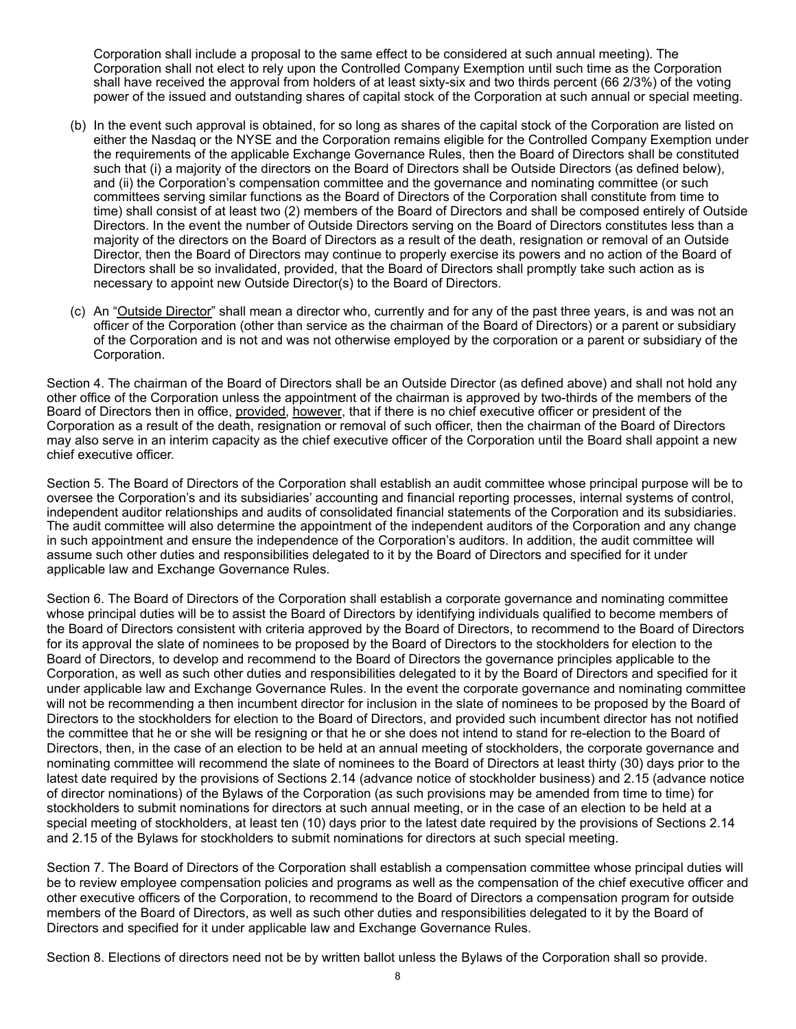Corporation shall include a proposal to the same effect to be considered at such annual meeting). The Corporation shall not elect to rely upon the Controlled Company Exemption until such time as the Corporation shall have received the approval from holders of at least sixty-six and two thirds percent (66 2/3%) of the voting power of the issued and outstanding shares of capital stock of the Corporation at such annual or special meeting.

(b) In the event such approval is obtained, for so long as shares of the capital stock of the Corporation are listed on either the Nasdaq or the NYSE and the Corporation remains eligible for the Controlled Company Exemption under the requirements of the applicable Exchange Governance Rules, then the Board of Directors shall be constituted such that (i) a majority of the directors on the Board of Directors shall be Outside Directors (as defined below), and (ii) the Corporation's compensation committee and the governance and nominating committee (or such committees serving similar functions as the Board of Directors of the Corporation shall constitute from time to time) shall consist of at least two (2) members of the Board of Directors and shall be composed entirely of Outside Directors. In the event the number of Outside Directors serving on the Board of Directors constitutes less than a majority of the directors on the Board of Directors as a result of the death, resignation or removal of an Outside Director, then the Board of Directors may continue to properly exercise its powers and no action of the Board of Directors shall be so invalidated, provided, that the Board of Directors shall promptly take such action as is necessary to appoint new Outside Director(s) to the Board of Directors.

(c) An "Outside Director" shall mean a director who, currently and for any of the past three years, is and was not an officer of the Corporation (other than service as the chairman of the Board of Directors) or a parent or subsidiary of the Corporation and is not and was not otherwise employed by the corporation or a parent or subsidiary of the Corporation.

Section 4. The chairman of the Board of Directors shall be an Outside Director (as defined above) and shall not hold any other office of the Corporation unless the appointment of the chairman is approved by two-thirds of the members of the Board of Directors then in office, provided, however, that if there is no chief executive officer or president of the Corporation as a result of the death, resignation or removal of such officer, then the chairman of the Board of Directors may also serve in an interim capacity as the chief executive officer of the Corporation until the Board shall appoint a new chief executive officer.

Section 5. The Board of Directors of the Corporation shall establish an audit committee whose principal purpose will be to oversee the Corporation's and its subsidiaries' accounting and financial reporting processes, internal systems of control, independent auditor relationships and audits of consolidated financial statements of the Corporation and its subsidiaries. The audit committee will also determine the appointment of the independent auditors of the Corporation and any change in such appointment and ensure the independence of the Corporation's auditors. In addition, the audit committee will assume such other duties and responsibilities delegated to it by the Board of Directors and specified for it under applicable law and Exchange Governance Rules.

Section 6. The Board of Directors of the Corporation shall establish a corporate governance and nominating committee whose principal duties will be to assist the Board of Directors by identifying individuals qualified to become members of the Board of Directors consistent with criteria approved by the Board of Directors, to recommend to the Board of Directors for its approval the slate of nominees to be proposed by the Board of Directors to the stockholders for election to the Board of Directors, to develop and recommend to the Board of Directors the governance principles applicable to the Corporation, as well as such other duties and responsibilities delegated to it by the Board of Directors and specified for it under applicable law and Exchange Governance Rules. In the event the corporate governance and nominating committee will not be recommending a then incumbent director for inclusion in the slate of nominees to be proposed by the Board of Directors to the stockholders for election to the Board of Directors, and provided such incumbent director has not notified the committee that he or she will be resigning or that he or she does not intend to stand for re-election to the Board of Directors, then, in the case of an election to be held at an annual meeting of stockholders, the corporate governance and nominating committee will recommend the slate of nominees to the Board of Directors at least thirty (30) days prior to the latest date required by the provisions of Sections 2.14 (advance notice of stockholder business) and 2.15 (advance notice of director nominations) of the Bylaws of the Corporation (as such provisions may be amended from time to time) for stockholders to submit nominations for directors at such annual meeting, or in the case of an election to be held at a special meeting of stockholders, at least ten (10) days prior to the latest date required by the provisions of Sections 2.14 and 2.15 of the Bylaws for stockholders to submit nominations for directors at such special meeting.

Section 7. The Board of Directors of the Corporation shall establish a compensation committee whose principal duties will be to review employee compensation policies and programs as well as the compensation of the chief executive officer and other executive officers of the Corporation, to recommend to the Board of Directors a compensation program for outside members of the Board of Directors, as well as such other duties and responsibilities delegated to it by the Board of Directors and specified for it under applicable law and Exchange Governance Rules.

Section 8. Elections of directors need not be by written ballot unless the Bylaws of the Corporation shall so provide.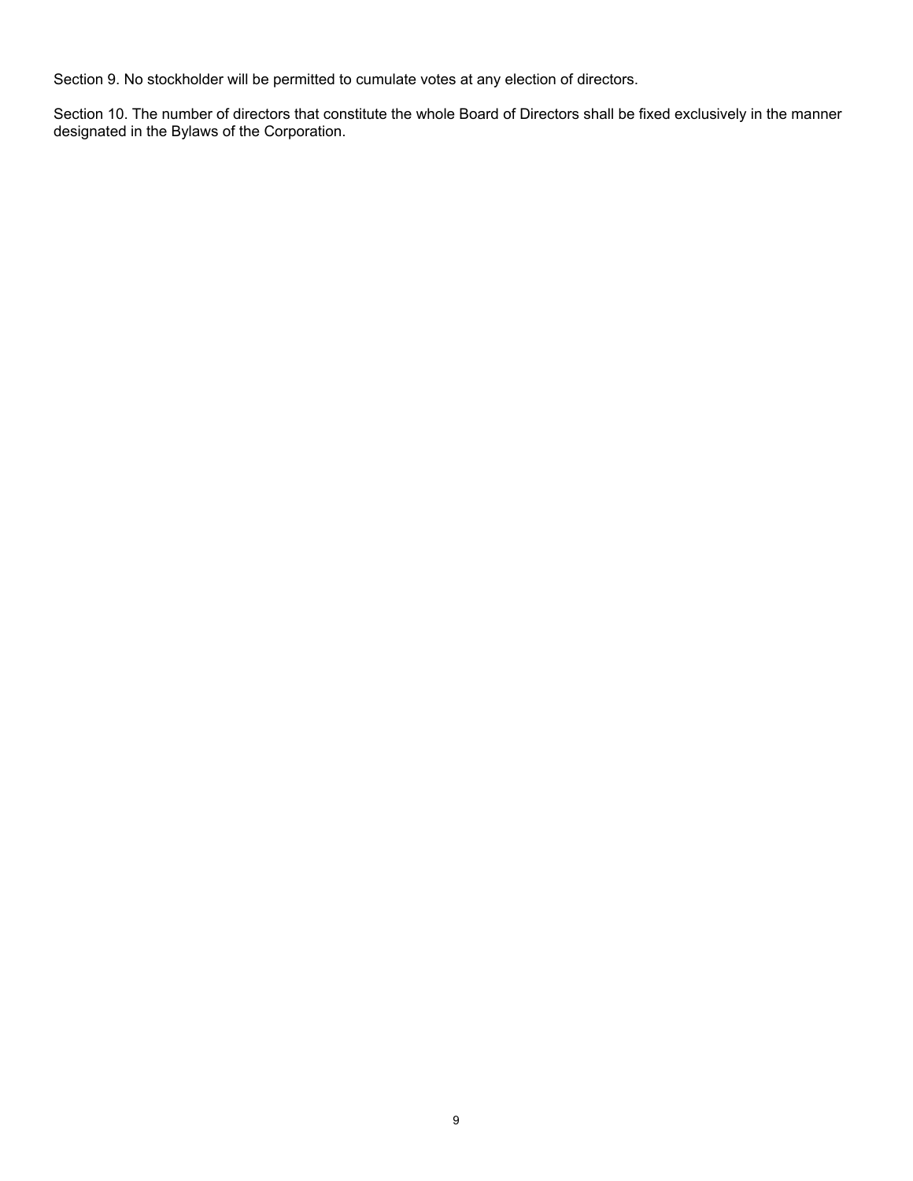Section 9. No stockholder will be permitted to cumulate votes at any election of directors.

Section 10. The number of directors that constitute the whole Board of Directors shall be fixed exclusively in the manner designated in the Bylaws of the Corporation.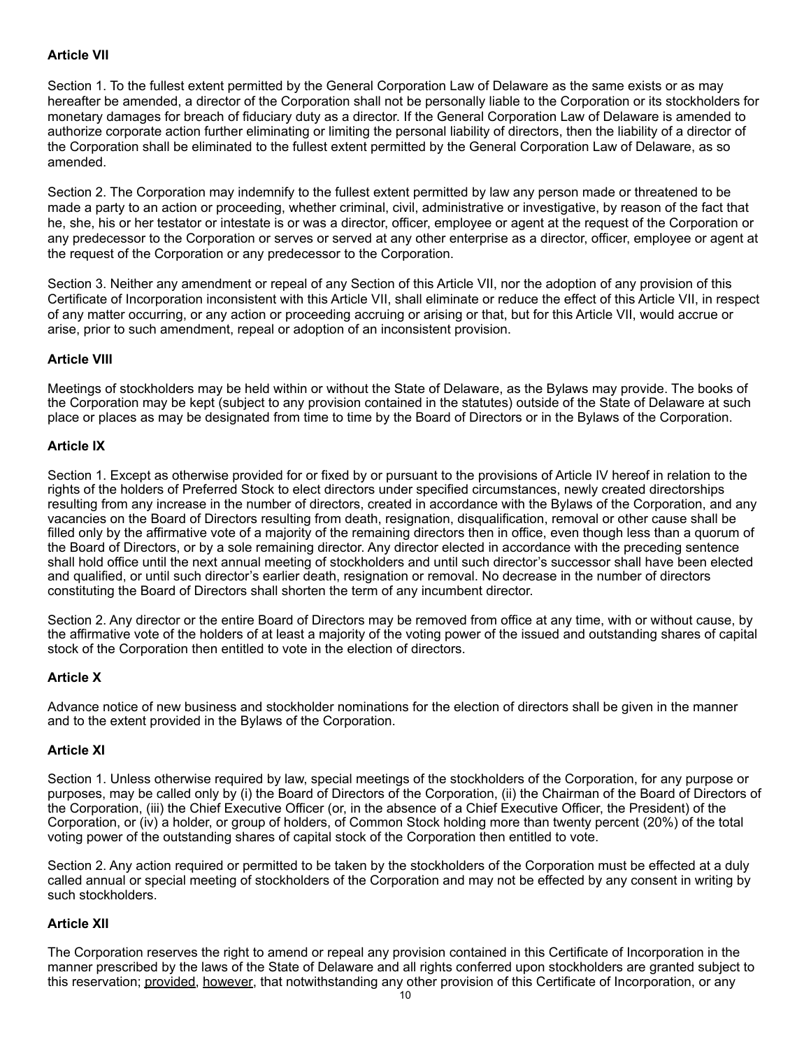**Article VII**

Section 1. To the fullest extent permitted by the General Corporation Law of Delaware as the same exists or as may hereafter be amended, a director of the Corporation shall not be personally liable to the Corporation or its stockholders for monetary damages for breach of fiduciary duty as a director. If the General Corporation Law of Delaware is amended to authorize corporate action further eliminating or limiting the personal liability of directors, then the liability of a director of the Corporation shall be eliminated to the fullest extent permitted by the General Corporation Law of Delaware, as so amended.

Section 2. The Corporation may indemnify to the fullest extent permitted by law any person made or threatened to be made a party to an action or proceeding, whether criminal, civil, administrative or investigative, by reason of the fact that he, she, his or her testator or intestate is or was a director, officer, employee or agent at the request of the Corporation or any predecessor to the Corporation or serves or served at any other enterprise as a director, officer, employee or agent at the request of the Corporation or any predecessor to the Corporation.

Section 3. Neither any amendment or repeal of any Section of this Article VII, nor the adoption of any provision of this Certificate of Incorporation inconsistent with this Article VII, shall eliminate or reduce the effect of this Article VII, in respect of any matter occurring, or any action or proceeding accruing or arising or that, but for this Article VII, would accrue or arise, prior to such amendment, repeal or adoption of an inconsistent provision.

**Article VIII**

Meetings of stockholders may be held within or without the State of Delaware, as the Bylaws may provide. The books of the Corporation may be kept (subject to any provision contained in the statutes) outside of the State of Delaware at such place or places as may be designated from time to time by the Board of Directors or in the Bylaws of the Corporation.

**Article IX**

Section 1. Except as otherwise provided for or fixed by or pursuant to the provisions of Article IV hereof in relation to the rights of the holders of Preferred Stock to elect directors under specified circumstances, newly created directorships resulting from any increase in the number of directors, created in accordance with the Bylaws of the Corporation, and any vacancies on the Board of Directors resulting from death, resignation, disqualification, removal or other cause shall be filled only by the affirmative vote of a majority of the remaining directors then in office, even though less than a quorum of the Board of Directors, or by a sole remaining director. Any director elected in accordance with the preceding sentence shall hold office until the next annual meeting of stockholders and until such director's successor shall have been elected and qualified, or until such director's earlier death, resignation or removal. No decrease in the number of directors constituting the Board of Directors shall shorten the term of any incumbent director.

Section 2. Any director or the entire Board of Directors may be removed from office at any time, with or without cause, by the affirmative vote of the holders of at least a majority of the voting power of the issued and outstanding shares of capital stock of the Corporation then entitled to vote in the election of directors.

**Article X**

Advance notice of new business and stockholder nominations for the election of directors shall be given in the manner and to the extent provided in the Bylaws of the Corporation.

**Article XI**

Section 1. Unless otherwise required by law, special meetings of the stockholders of the Corporation, for any purpose or purposes, may be called only by (i) the Board of Directors of the Corporation, (ii) the Chairman of the Board of Directors of the Corporation, (iii) the Chief Executive Officer (or, in the absence of a Chief Executive Officer, the President) of the Corporation, or (iv) a holder, or group of holders, of Common Stock holding more than twenty percent (20%) of the total voting power of the outstanding shares of capital stock of the Corporation then entitled to vote.

Section 2. Any action required or permitted to be taken by the stockholders of the Corporation must be effected at a duly called annual or special meeting of stockholders of the Corporation and may not be effected by any consent in writing by such stockholders.

**Article XII**

The Corporation reserves the right to amend or repeal any provision contained in this Certificate of Incorporation in the manner prescribed by the laws of the State of Delaware and all rights conferred upon stockholders are granted subject to this reservation; provided, however, that notwithstanding any other provision of this Certificate of Incorporation, or any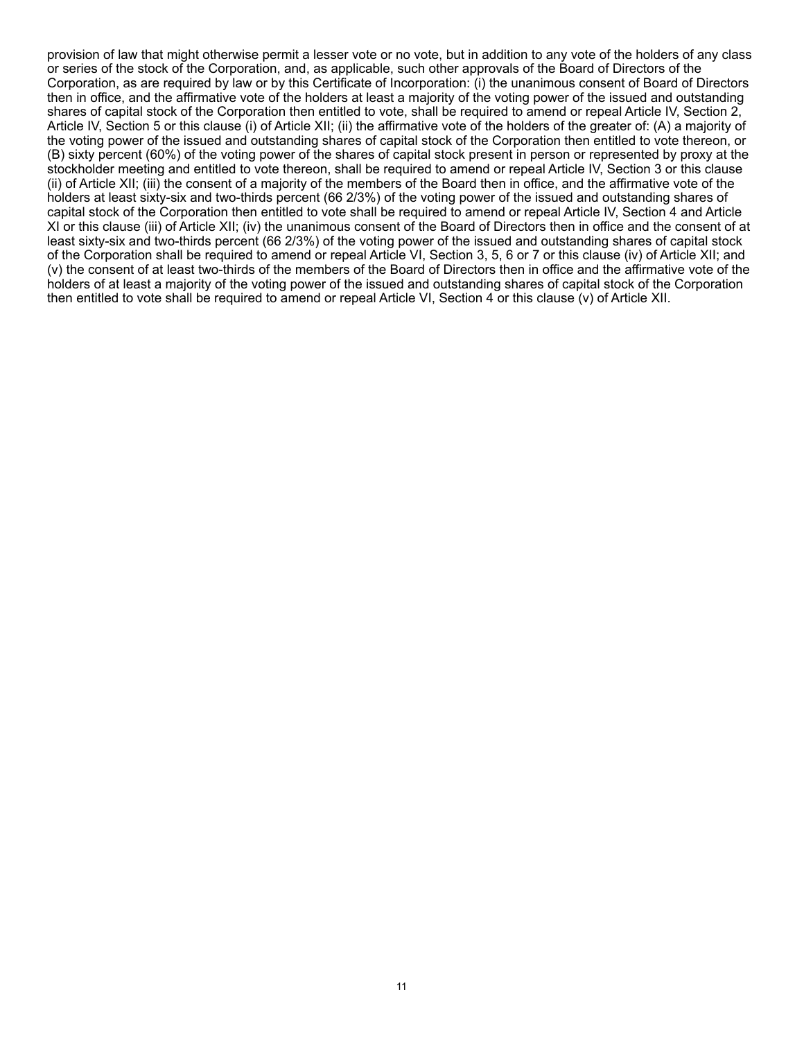provision of law that might otherwise permit a lesser vote or no vote, but in addition to any vote of the holders of any class or series of the stock of the Corporation, and, as applicable, such other approvals of the Board of Directors of the Corporation, as are required by law or by this Certificate of Incorporation: (i) the unanimous consent of Board of Directors then in office, and the affirmative vote of the holders at least a majority of the voting power of the issued and outstanding shares of capital stock of the Corporation then entitled to vote, shall be required to amend or repeal Article IV, Section 2, Article IV, Section 5 or this clause (i) of Article XII; (ii) the affirmative vote of the holders of the greater of: (A) a majority of the voting power of the issued and outstanding shares of capital stock of the Corporation then entitled to vote thereon, or (B) sixty percent (60%) of the voting power of the shares of capital stock present in person or represented by proxy at the stockholder meeting and entitled to vote thereon, shall be required to amend or repeal Article IV, Section 3 or this clause (ii) of Article XII; (iii) the consent of a majority of the members of the Board then in office, and the affirmative vote of the holders at least sixty-six and two-thirds percent (66 2/3%) of the voting power of the issued and outstanding shares of capital stock of the Corporation then entitled to vote shall be required to amend or repeal Article IV, Section 4 and Article XI or this clause (iii) of Article XII; (iv) the unanimous consent of the Board of Directors then in office and the consent of at least sixty-six and two-thirds percent (66 2/3%) of the voting power of the issued and outstanding shares of capital stock of the Corporation shall be required to amend or repeal Article VI, Section 3, 5, 6 or 7 or this clause (iv) of Article XII; and (v) the consent of at least two-thirds of the members of the Board of Directors then in office and the affirmative vote of the holders of at least a majority of the voting power of the issued and outstanding shares of capital stock of the Corporation then entitled to vote shall be required to amend or repeal Article VI, Section 4 or this clause (v) of Article XII.